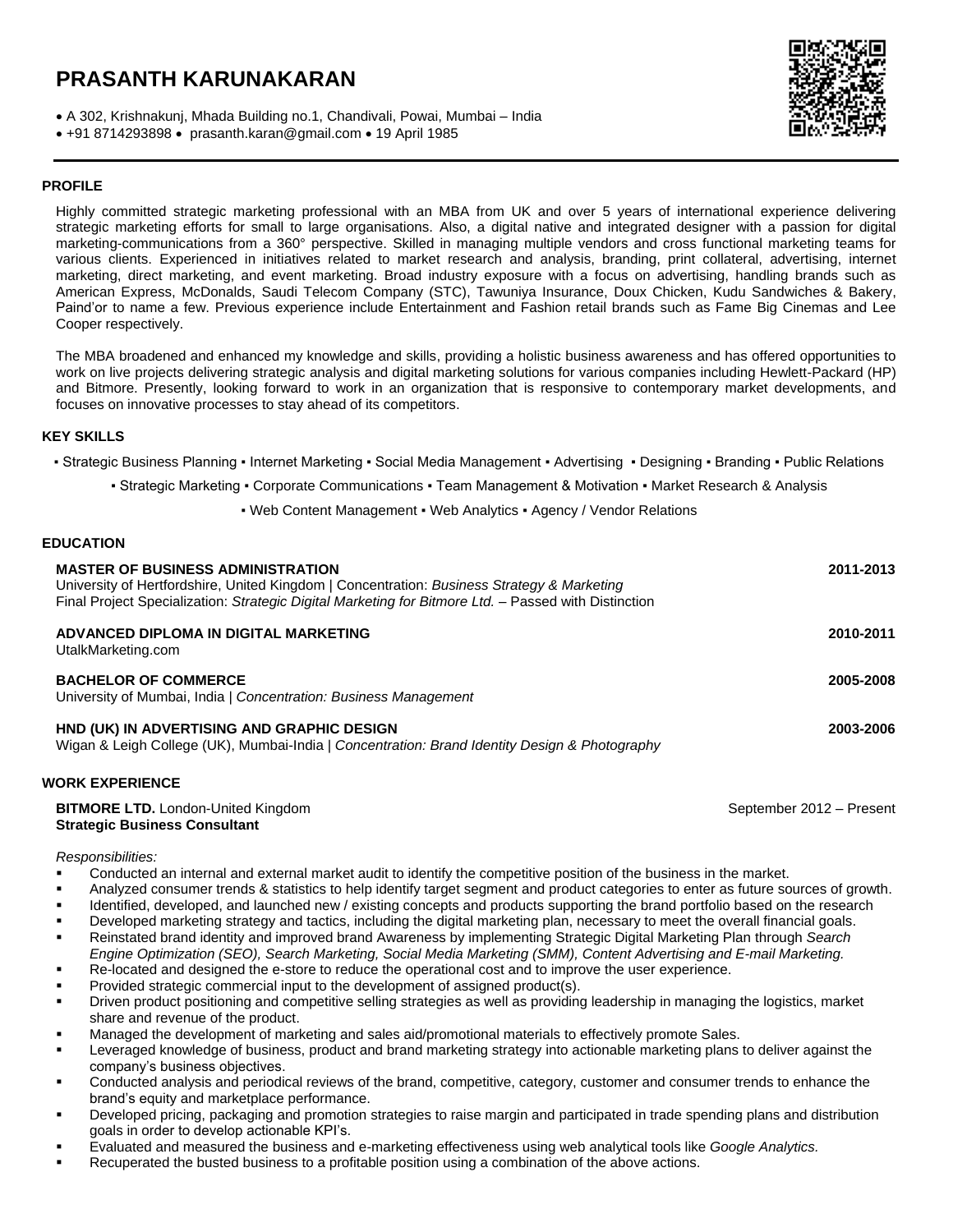# PRASANTH KARUNAKARAN

- A 302, Krishnakunj, Mhada Building no.1, Chandivali, Powai, Mumbai – India
- +91 8714293898 • prasanth.karan@gmail.com • 19 April 1985

## PROFILE

Highly committed strategic marketing professional with an MBA from UK and over 5 years of international experience delivering strategic marketing efforts for small to large organisations. Also, a digital native and integrated designer with a passion for digital marketing-communications from a 360° perspective. Skilled in managing multiple vendors and cross functional marketing teams for various clients. Experienced in initiatives related to market research and analysis, branding, print collateral, advertising, internet marketing, direct marketing, and event marketing. Broad industry exposure with a focus on advertising, handling brands such as American Express, McDonalds, Saudi Telecom Company (STC), Tawuniya Insurance, Doux Chicken, Kudu Sandwiches & Bakery, Paind'or to name a few. Previous experience include Entertainment and Fashion retail brands such as Fame Big Cinemas and Lee Cooper respectively.

The MBA broadened and enhanced my knowledge and skills, providing a holistic business awareness and has offered opportunities to work on live projects delivering strategic analysis and digital marketing solutions for various companies including Hewlett-Packard (HP) and Bitmore. Presently, looking forward to work in an organization that is responsive to contemporary market developments, and focuses on innovative processes to stay ahead of its competitors.

## KEY SKILLS

▪ Strategic Business Planning ▪ Internet Marketing ▪ Social Media Management ▪ Advertising ▪ Designing ▪ Branding ▪ Public Relations

▪ Strategic Marketing ▪ Corporate Communications ▪ Team Management & Motivation ▪ Market Research & Analysis

▪ Web Content Management ▪ Web Analytics ▪ Agency / Vendor Relations

## EDUCATION

**MASTER OF BUSINESS ADMINISTRATION** — **2011-2013**
University of Hertfordshire, United Kingdom | Concentration: *Business Strategy & Marketing*
Final Project Specialization: *Strategic Digital Marketing for Bitmore Ltd.* – Passed with Distinction

**ADVANCED DIPLOMA IN DIGITAL MARKETING** — **2010-2011**
UtalkMarketing.com

**BACHELOR OF COMMERCE** — **2005-2008**
University of Mumbai, India | *Concentration: Business Management*

**HND (UK) IN ADVERTISING AND GRAPHIC DESIGN** — **2003-2006**
Wigan & Leigh College (UK), Mumbai-India | *Concentration: Brand Identity Design & Photography*

## WORK EXPERIENCE

**BITMORE LTD.** London-United Kingdom — September 2012 – Present
**Strategic Business Consultant**

*Responsibilities:*

- Conducted an internal and external market audit to identify the competitive position of the business in the market.
- Analyzed consumer trends & statistics to help identify target segment and product categories to enter as future sources of growth.
- Identified, developed, and launched new / existing concepts and products supporting the brand portfolio based on the research
- Developed marketing strategy and tactics, including the digital marketing plan, necessary to meet the overall financial goals.
- Reinstated brand identity and improved brand Awareness by implementing Strategic Digital Marketing Plan through *Search Engine Optimization (SEO), Search Marketing, Social Media Marketing (SMM), Content Advertising and E-mail Marketing.*
- Re-located and designed the e-store to reduce the operational cost and to improve the user experience.
- Provided strategic commercial input to the development of assigned product(s).
- Driven product positioning and competitive selling strategies as well as providing leadership in managing the logistics, market share and revenue of the product.
- Managed the development of marketing and sales aid/promotional materials to effectively promote Sales.
- Leveraged knowledge of business, product and brand marketing strategy into actionable marketing plans to deliver against the company's business objectives.
- Conducted analysis and periodical reviews of the brand, competitive, category, customer and consumer trends to enhance the brand's equity and marketplace performance.
- Developed pricing, packaging and promotion strategies to raise margin and participated in trade spending plans and distribution goals in order to develop actionable KPI's.
- Evaluated and measured the business and e-marketing effectiveness using web analytical tools like *Google Analytics.*
- Recuperated the busted business to a profitable position using a combination of the above actions.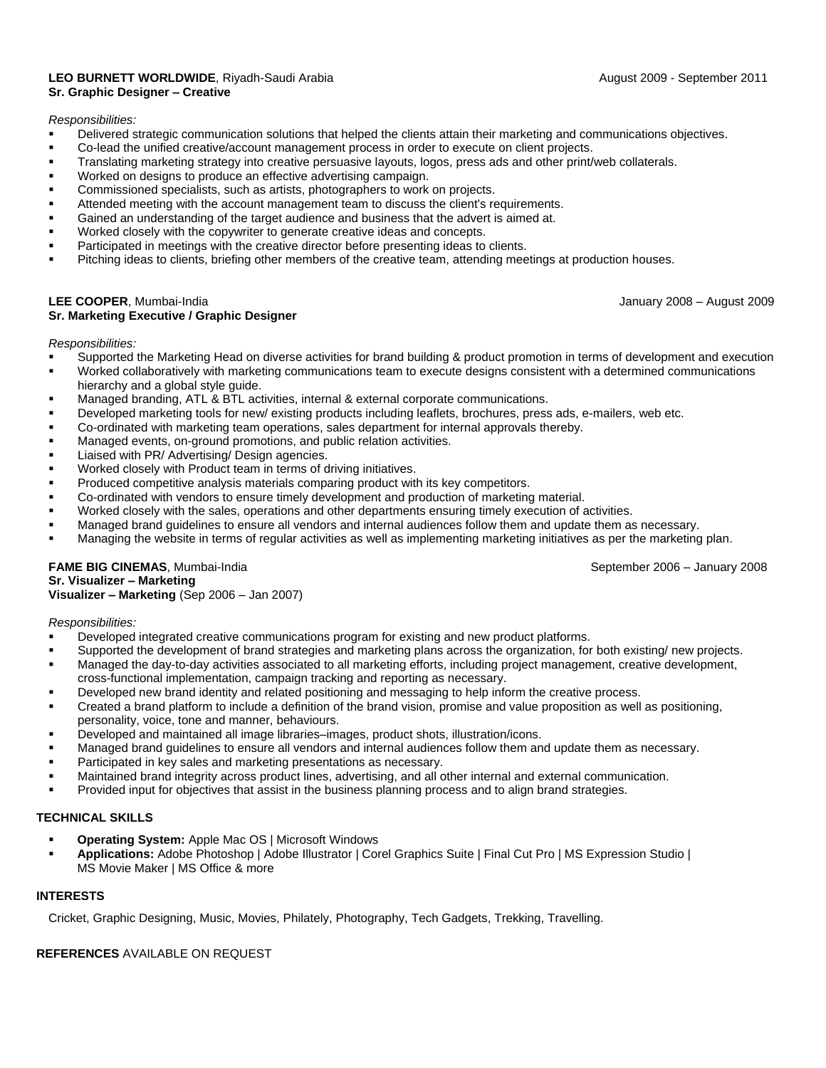**LEO BURNETT WORLDWIDE**, Riyadh-Saudi Arabia August 2009 - September 2011
**Sr. Graphic Designer – Creative**

*Responsibilities:*

- Delivered strategic communication solutions that helped the clients attain their marketing and communications objectives.
- Co-lead the unified creative/account management process in order to execute on client projects.
- Translating marketing strategy into creative persuasive layouts, logos, press ads and other print/web collaterals.
- Worked on designs to produce an effective advertising campaign.
- Commissioned specialists, such as artists, photographers to work on projects.
- Attended meeting with the account management team to discuss the client's requirements.
- Gained an understanding of the target audience and business that the advert is aimed at.
- Worked closely with the copywriter to generate creative ideas and concepts.
- Participated in meetings with the creative director before presenting ideas to clients.
- Pitching ideas to clients, briefing other members of the creative team, attending meetings at production houses.

**LEE COOPER**, Mumbai-India January 2008 – August 2009
**Sr. Marketing Executive / Graphic Designer**

*Responsibilities:*

- Supported the Marketing Head on diverse activities for brand building & product promotion in terms of development and execution
- Worked collaboratively with marketing communications team to execute designs consistent with a determined communications hierarchy and a global style guide.
- Managed branding, ATL & BTL activities, internal & external corporate communications.
- Developed marketing tools for new/ existing products including leaflets, brochures, press ads, e-mailers, web etc.
- Co-ordinated with marketing team operations, sales department for internal approvals thereby.
- Managed events, on-ground promotions, and public relation activities.
- Liaised with PR/ Advertising/ Design agencies.
- Worked closely with Product team in terms of driving initiatives.
- Produced competitive analysis materials comparing product with its key competitors.
- Co-ordinated with vendors to ensure timely development and production of marketing material.
- Worked closely with the sales, operations and other departments ensuring timely execution of activities.
- Managed brand guidelines to ensure all vendors and internal audiences follow them and update them as necessary.
- Managing the website in terms of regular activities as well as implementing marketing initiatives as per the marketing plan.

**FAME BIG CINEMAS**, Mumbai-India September 2006 – January 2008
**Sr. Visualizer – Marketing**
**Visualizer – Marketing** (Sep 2006 – Jan 2007)

*Responsibilities:*

- Developed integrated creative communications program for existing and new product platforms.
- Supported the development of brand strategies and marketing plans across the organization, for both existing/ new projects.
- Managed the day-to-day activities associated to all marketing efforts, including project management, creative development, cross-functional implementation, campaign tracking and reporting as necessary.
- Developed new brand identity and related positioning and messaging to help inform the creative process.
- Created a brand platform to include a definition of the brand vision, promise and value proposition as well as positioning, personality, voice, tone and manner, behaviours.
- Developed and maintained all image libraries–images, product shots, illustration/icons.
- Managed brand guidelines to ensure all vendors and internal audiences follow them and update them as necessary.
- Participated in key sales and marketing presentations as necessary.
- Maintained brand integrity across product lines, advertising, and all other internal and external communication.
- Provided input for objectives that assist in the business planning process and to align brand strategies.

## TECHNICAL SKILLS

- **Operating System:** Apple Mac OS | Microsoft Windows
- **Applications:** Adobe Photoshop | Adobe Illustrator | Corel Graphics Suite | Final Cut Pro | MS Expression Studio | MS Movie Maker | MS Office & more

## INTERESTS

Cricket, Graphic Designing, Music, Movies, Philately, Photography, Tech Gadgets, Trekking, Travelling.

**REFERENCES** AVAILABLE ON REQUEST